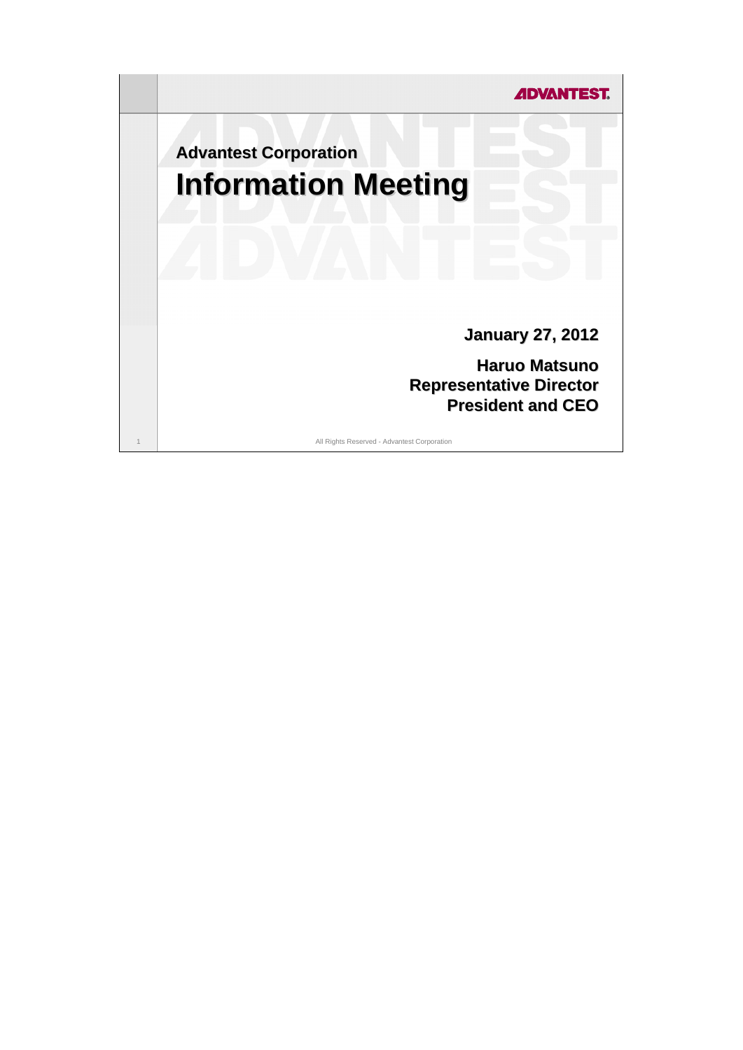Advantest Corporation

# Information Meeting

**January 27, 2012**

**Haruo Matsuno**
**Representative Director**
**President and CEO**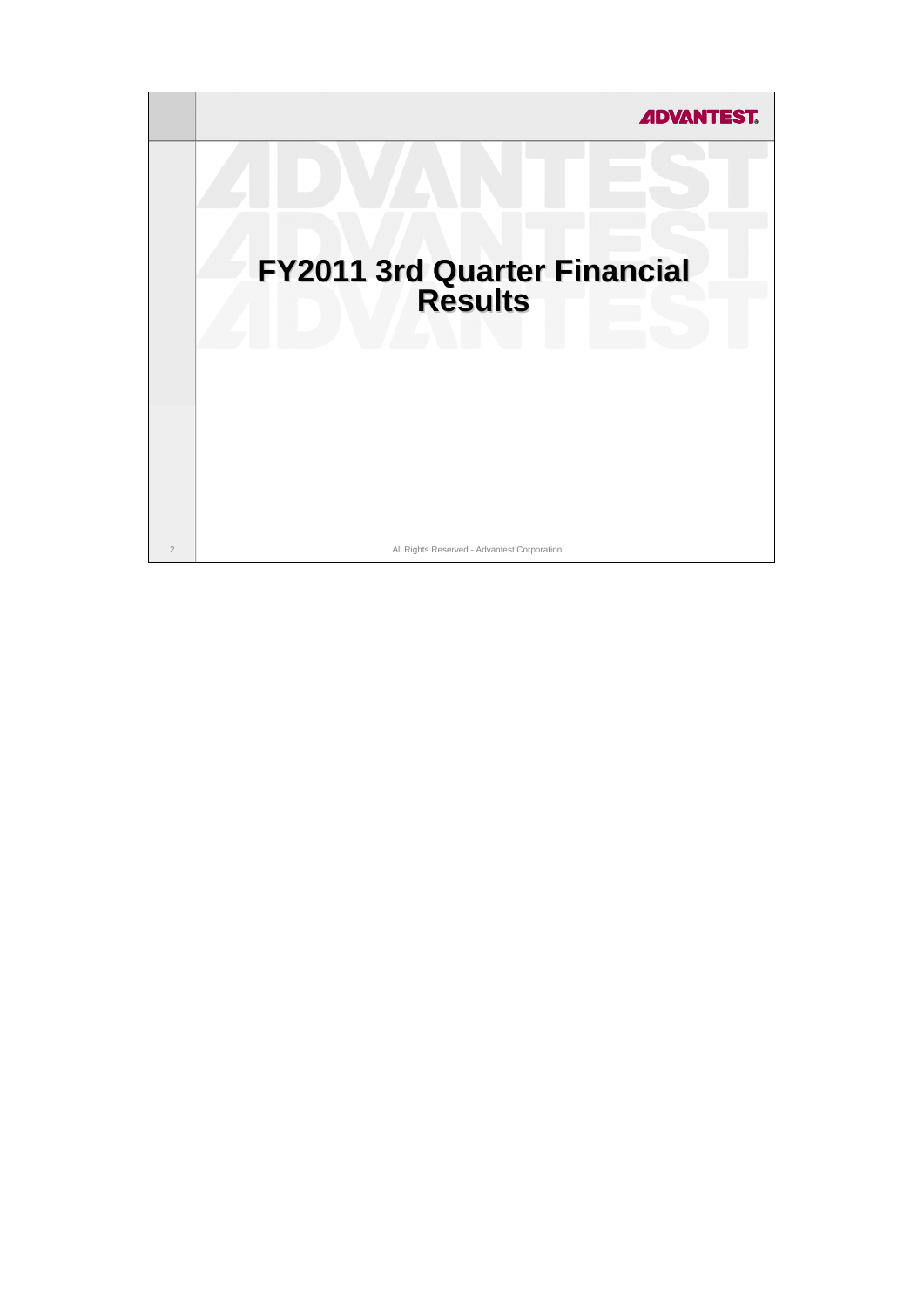# FY2011 3rd Quarter Financial Results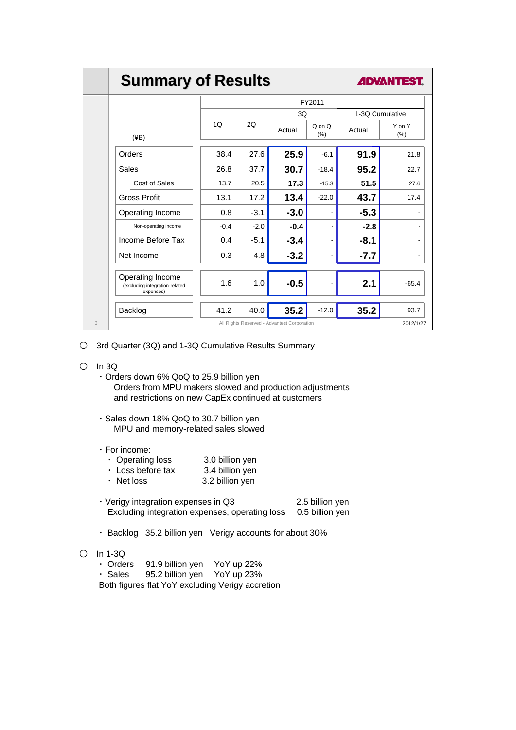## Summary of Results

ADVANTEST.

| (¥B) | FY2011 | | | | | |
|---|---|---|---|---|---|---|
| | 1Q | 2Q | 3Q | | 1-3Q Cumulative | |
| | | | Actual | Q on Q (%) | Actual | Y on Y (%) |
| Orders | 38.4 | 27.6 | **25.9** | -6.1 | **91.9** | 21.8 |
| Sales | 26.8 | 37.7 | **30.7** | -18.4 | **95.2** | 22.7 |
| Cost of Sales | 13.7 | 20.5 | **17.3** | -15.3 | **51.5** | 27.6 |
| Gross Profit | 13.1 | 17.2 | **13.4** | -22.0 | **43.7** | 17.4 |
| Operating Income | 0.8 | -3.1 | **-3.0** | - | **-5.3** | - |
| Non-operating income | -0.4 | -2.0 | **-0.4** | - | **-2.8** | - |
| Income Before Tax | 0.4 | -5.1 | **-3.4** | - | **-8.1** | - |
| Net Income | 0.3 | -4.8 | **-3.2** | - | **-7.7** | - |
| Operating Income (excluding integration-related expenses) | 1.6 | 1.0 | **-0.5** | - | **2.1** | -65.4 |
| Backlog | 41.2 | 40.0 | **35.2** | -12.0 | **35.2** | 93.7 |

All Rights Reserved - Advantest Corporation

2012/1/27

○ 3rd Quarter (3Q) and 1-3Q Cumulative Results Summary

○ In 3Q

- Orders down 6% QoQ to 25.9 billion yen
  Orders from MPU makers slowed and production adjustments and restrictions on new CapEx continued at customers

- Sales down 18% QoQ to 30.7 billion yen
  MPU and memory-related sales slowed

- For income:
  - Operating loss 3.0 billion yen
  - Loss before tax 3.4 billion yen
  - Net loss 3.2 billion yen

- Verigy integration expenses in Q3 2.5 billion yen
  Excluding integration expenses, operating loss 0.5 billion yen

- Backlog 35.2 billion yen Verigy accounts for about 30%

○ In 1-3Q

- Orders 91.9 billion yen YoY up 22%
- Sales 95.2 billion yen YoY up 23%

Both figures flat YoY excluding Verigy accretion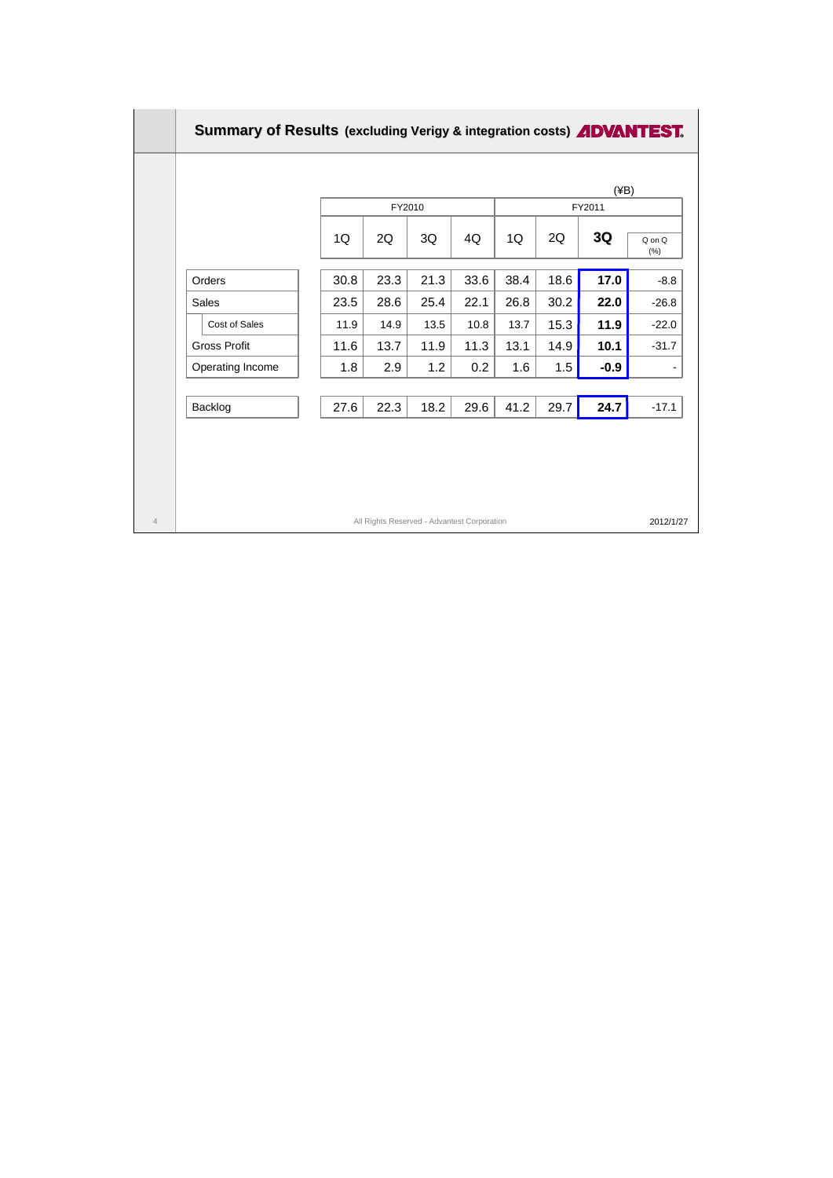## Summary of Results (excluding Verigy & integration costs) ADVANTEST.

(¥B)

| | FY2010 | | | | FY2011 | | | |
|---|---|---|---|---|---|---|---|---|
| | 1Q | 2Q | 3Q | 4Q | 1Q | 2Q | **3Q** | Q on Q (%) |
| Orders | 30.8 | 23.3 | 21.3 | 33.6 | 38.4 | 18.6 | **17.0** | -8.8 |
| Sales | 23.5 | 28.6 | 25.4 | 22.1 | 26.8 | 30.2 | **22.0** | -26.8 |
| Cost of Sales | 11.9 | 14.9 | 13.5 | 10.8 | 13.7 | 15.3 | **11.9** | -22.0 |
| Gross Profit | 11.6 | 13.7 | 11.9 | 11.3 | 13.1 | 14.9 | **10.1** | -31.7 |
| Operating Income | 1.8 | 2.9 | 1.2 | 0.2 | 1.6 | 1.5 | **-0.9** | - |
| Backlog | 27.6 | 22.3 | 18.2 | 29.6 | 41.2 | 29.7 | **24.7** | -17.1 |

All Rights Reserved - Advantest Corporation

2012/1/27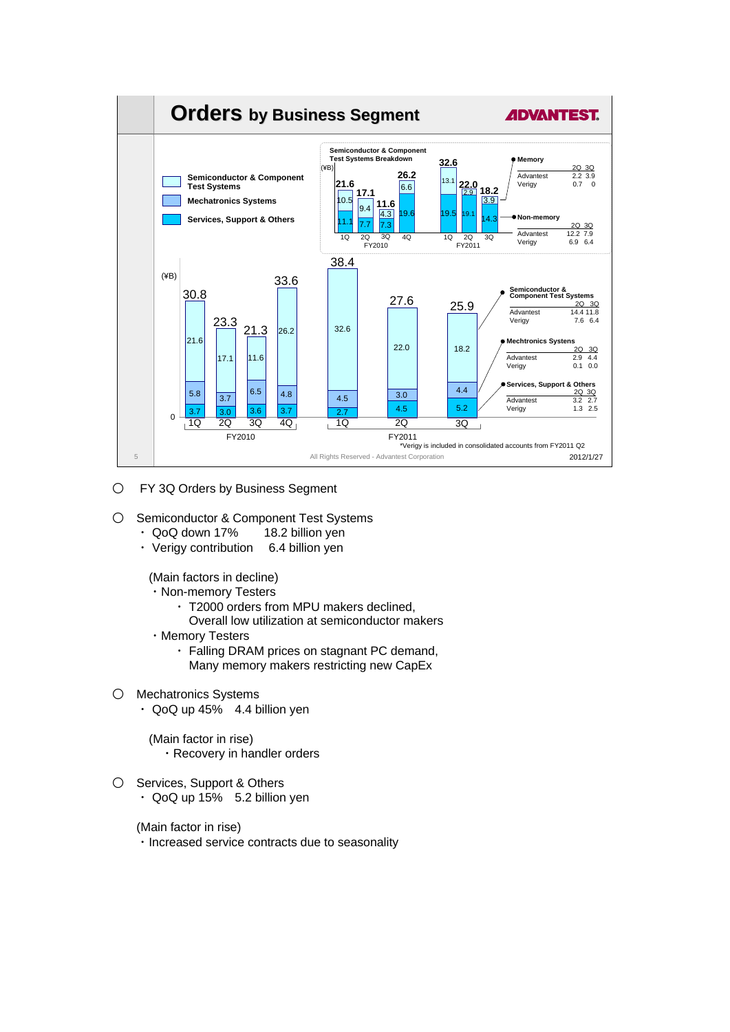## Orders by Business Segment

ADVANTEST.

**Semiconductor & Component Test Systems**
**Mechatronics Systems**
**Services, Support & Others**

(¥B)

| | FY2010 1Q | FY2010 2Q | FY2010 3Q | FY2010 4Q | FY2011 1Q | FY2011 2Q | FY2011 3Q |
|---|---|---|---|---|---|---|---|
| Semiconductor & Component Test Systems | 21.6 | 17.1 | 11.6 | 26.2 | 32.6 | 22.0 | 18.2 |
| Mechatronics Systems | 5.8 | 3.7 | 6.5 | 4.8 | 4.5 | 3.0 | 4.4 |
| Services, Support & Others | 3.7 | 3.0 | 3.6 | 3.7 | 2.7 | 4.5 | 5.2 |
| Total | 30.8 | 23.3 | 21.3 | 33.6 | 38.4 | 27.6 | 25.9 |

**Semiconductor & Component Test Systems Breakdown** (¥B)

| | FY2010 1Q | FY2010 2Q | FY2010 3Q | FY2010 4Q | FY2011 1Q | FY2011 2Q | FY2011 3Q |
|---|---|---|---|---|---|---|---|
| Memory | 10.5 | 9.4 | 4.3 | 6.6 | 13.1 | 2.9 | 3.9 |
| Non-memory | 11.1 | 7.7 | 7.3 | 19.6 | 19.5 | 19.1 | 14.3 |
| Total | 21.6 | 17.1 | 11.6 | 26.2 | 32.6 | 22.0 | 18.2 |

**Memory**

| | 2Q | 3Q |
|---|---|---|
| Advantest | 2.2 | 3.9 |
| Verigy | 0.7 | 0 |

**Non-memory**

| | 2Q | 3Q |
|---|---|---|
| Advantest | 12.2 | 7.9 |
| Verigy | 6.9 | 6.4 |

**Semiconductor & Component Test Systems**

| | 2Q | 3Q |
|---|---|---|
| Advantest | 14.4 | 11.8 |
| Verigy | 7.6 | 6.4 |

**Mechtronics Systems**

| | 2Q | 3Q |
|---|---|---|
| Advantest | 2.9 | 4.4 |
| Verigy | 0.1 | 0.0 |

**Services, Support & Others**

| | 2Q | 3Q |
|---|---|---|
| Advantest | 3.2 | 2.7 |
| Verigy | 1.3 | 2.5 |

*Verigy is included in consolidated accounts from FY2011 Q2

All Rights Reserved - Advantest Corporation 2012/1/27

○ FY 3Q Orders by Business Segment

○ Semiconductor & Component Test Systems
- QoQ down 17% 18.2 billion yen
- Verigy contribution 6.4 billion yen

(Main factors in decline)
- Non-memory Testers
  - T2000 orders from MPU makers declined, Overall low utilization at semiconductor makers
- Memory Testers
  - Falling DRAM prices on stagnant PC demand, Many memory makers restricting new CapEx

○ Mechatronics Systems
- QoQ up 45% 4.4 billion yen

(Main factor in rise)
- Recovery in handler orders

○ Services, Support & Others
- QoQ up 15% 5.2 billion yen

(Main factor in rise)
- Increased service contracts due to seasonality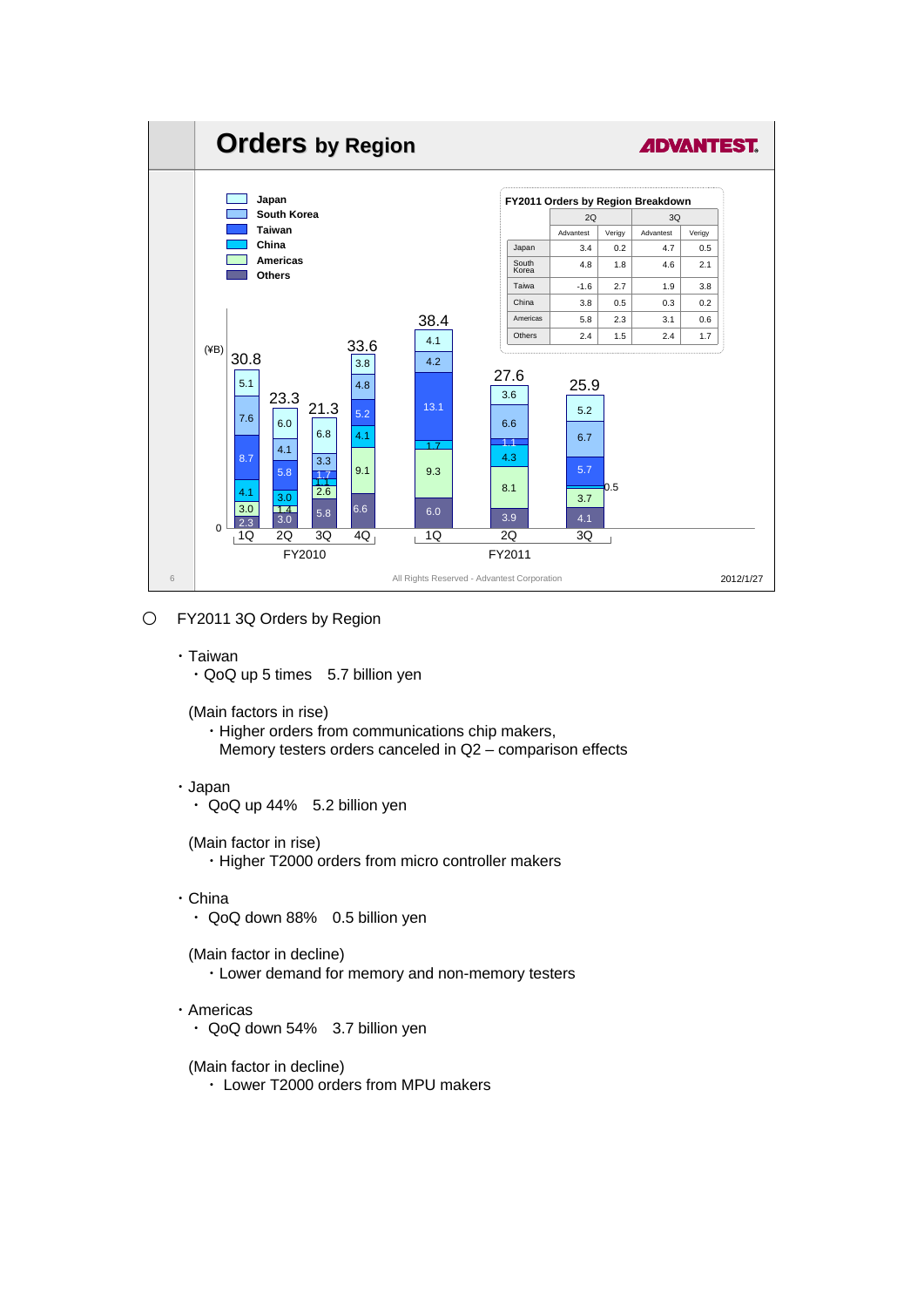# Orders by Region

ADVANTEST

**FY2011 Orders by Region Breakdown**

| | 2Q | | 3Q | |
|---|---|---|---|---|
| | Advantest | Verigy | Advantest | Verigy |
| Japan | 3.4 | 0.2 | 4.7 | 0.5 |
| South Korea | 4.8 | 1.8 | 4.6 | 2.1 |
| Taiwa | -1.6 | 2.7 | 1.9 | 3.8 |
| China | 3.8 | 0.5 | 0.3 | 0.2 |
| Americas | 5.8 | 2.3 | 3.1 | 0.6 |
| Others | 2.4 | 1.5 | 2.4 | 1.7 |

(¥B)

| | FY2010 1Q | FY2010 2Q | FY2010 3Q | FY2010 4Q | FY2011 1Q | FY2011 2Q | FY2011 3Q |
|---|---|---|---|---|---|---|---|
| Japan | 5.1 | 6.0 | 6.8 | 3.8 | 4.1 | 3.6 | 5.2 |
| South Korea | 7.6 | 4.1 | 3.3 | 4.8 | 4.2 | 6.6 | 6.7 |
| Taiwan | 8.7 | 5.8 | 1.7 | 5.2 | 13.1 | 1.1 | 5.7 |
| China | 4.1 | 3.0 | 1.1 | 4.1 | 1.7 | 4.3 | 0.5 |
| Americas | 3.0 | 1.4 | 2.6 | 9.1 | 9.3 | 8.1 | 3.7 |
| Others | 2.3 | 3.0 | 5.8 | 6.6 | 6.0 | 3.9 | 4.1 |
| Total | 30.8 | 23.3 | 21.3 | 33.6 | 38.4 | 27.6 | 25.9 |

All Rights Reserved - Advantest Corporation

2012/1/27

○ FY2011 3Q Orders by Region

- Taiwan
  - QoQ up 5 times 5.7 billion yen

  (Main factors in rise)
  - Higher orders from communications chip makers, Memory testers orders canceled in Q2 – comparison effects

- Japan
  - QoQ up 44% 5.2 billion yen

  (Main factor in rise)
  - Higher T2000 orders from micro controller makers

- China
  - QoQ down 88% 0.5 billion yen

  (Main factor in decline)
  - Lower demand for memory and non-memory testers

- Americas
  - QoQ down 54% 3.7 billion yen

  (Main factor in decline)
  - Lower T2000 orders from MPU makers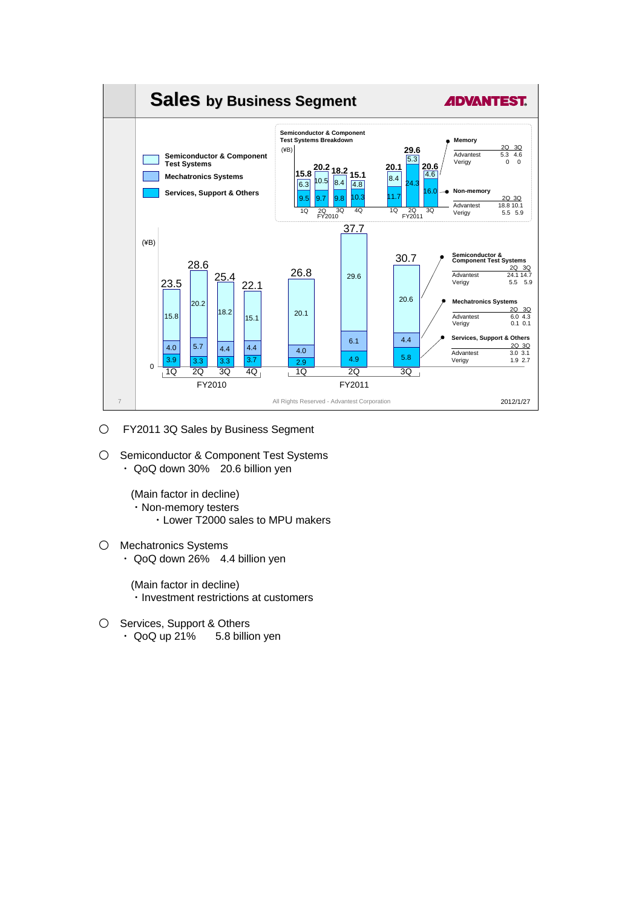## Sales by Business Segment

ADVANTEST

**Semiconductor & Component Test Systems Breakdown** (¥B)

| | FY2010 1Q | FY2010 2Q | FY2010 3Q | FY2010 4Q | FY2011 1Q | FY2011 2Q | FY2011 3Q |
|---|---|---|---|---|---|---|---|
| Memory | 6.3 | 10.5 | 8.4 | 4.8 | 8.4 | 5.3 | 4.6 |
| Non-memory | 9.5 | 9.7 | 9.8 | 10.3 | 11.7 | 24.3 | 16.0 |
| Total | 15.8 | 20.2 | 18.2 | 15.1 | 20.1 | 29.6 | 20.6 |

**Memory**

| | 2Q | 3Q |
|---|---|---|
| Advantest | 5.3 | 4.6 |
| Verigy | 0 | 0 |

**Non-memory**

| | 2Q | 3Q |
|---|---|---|
| Advantest | 18.8 | 10.1 |
| Verigy | 5.5 | 5.9 |

**Sales by Business Segment** (¥B)

| | FY2010 1Q | FY2010 2Q | FY2010 3Q | FY2010 4Q | FY2011 1Q | FY2011 2Q | FY2011 3Q |
|---|---|---|---|---|---|---|---|
| Semiconductor & Component Test Systems | 15.8 | 20.2 | 18.2 | 15.1 | 20.1 | 29.6 | 20.6 |
| Mechatronics Systems | 4.0 | 5.7 | 4.4 | 4.4 | 4.0 | 6.1 | 4.4 |
| Services, Support & Others | 3.9 | 3.3 | 3.3 | 3.7 | 2.9 | 4.9 | 5.8 |
| Total | 23.5 | 28.6 | 25.4 | 22.1 | 26.8 | 37.7 | 30.7 |

**Semiconductor & Component Test Systems**

| | 2Q | 3Q |
|---|---|---|
| Advantest | 24.1 | 14.7 |
| Verigy | 5.5 | 5.9 |

**Mechatronics Systems**

| | 2Q | 3Q |
|---|---|---|
| Advantest | 6.0 | 4.3 |
| Verigy | 0.1 | 0.1 |

**Services, Support & Others**

| | 2Q | 3Q |
|---|---|---|
| Advantest | 3.0 | 3.1 |
| Verigy | 1.9 | 2.7 |

All Rights Reserved - Advantest Corporation

2012/1/27

○ FY2011 3Q Sales by Business Segment

○ Semiconductor & Component Test Systems
- QoQ down 30% 20.6 billion yen

(Main factor in decline)
- Non-memory testers
  - Lower T2000 sales to MPU makers

○ Mechatronics Systems
- QoQ down 26% 4.4 billion yen

(Main factor in decline)
- Investment restrictions at customers

○ Services, Support & Others
- QoQ up 21% 5.8 billion yen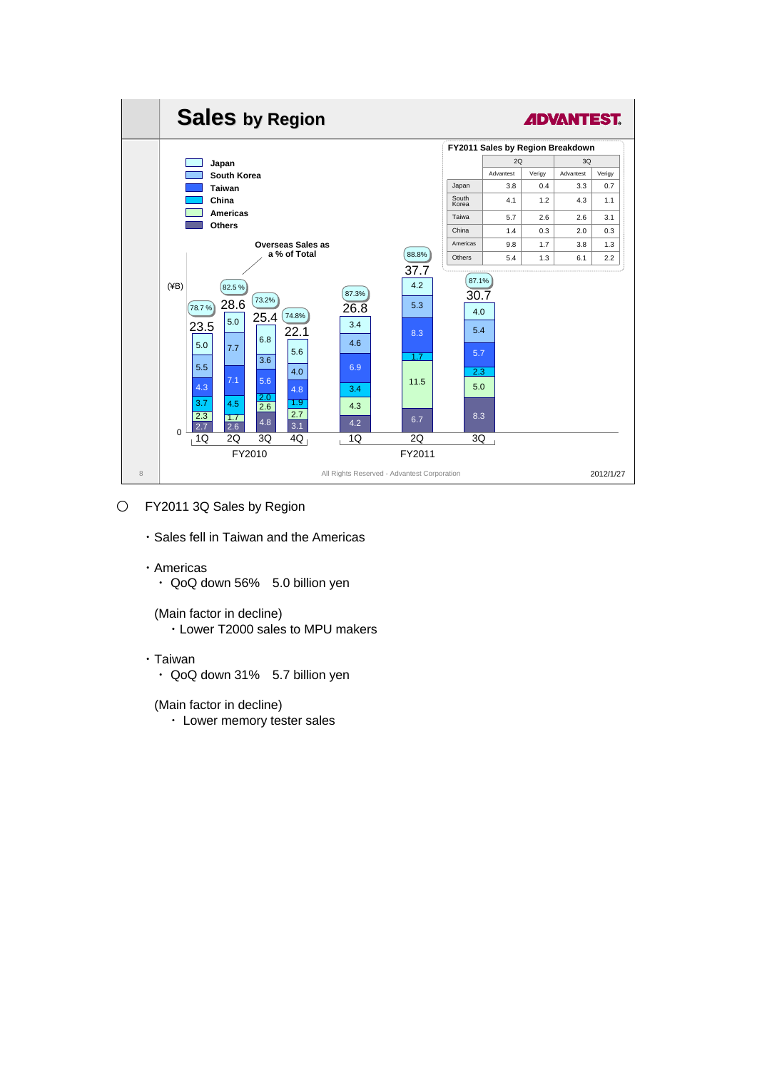# Sales by Region

ADVANTEST.

**Legend:** Japan, South Korea, Taiwan, China, Americas, Others

(¥B)

| Region | FY2010 1Q | FY2010 2Q | FY2010 3Q | FY2010 4Q | FY2011 1Q | FY2011 2Q | FY2011 3Q |
|---|---|---|---|---|---|---|---|
| Japan | 5.0 | 5.0 | 6.8 | 5.6 | 3.4 | 4.2 | 4.0 |
| South Korea | 5.5 | 7.7 | 3.6 | 4.0 | 4.6 | 5.3 | 5.4 |
| Taiwan | 4.3 | 7.1 | 5.6 | 4.8 | 6.9 | 8.3 | 5.7 |
| China | 3.7 | 4.5 | 2.0 | 1.9 | 3.4 | 1.7 | 2.3 |
| Americas | 2.3 | 1.7 | 2.6 | 2.7 | 4.3 | 11.5 | 5.0 |
| Others | 2.7 | 2.6 | 4.8 | 3.1 | 4.2 | 6.7 | 8.3 |
| Total | 23.5 | 28.6 | 25.4 | 22.1 | 26.8 | 37.7 | 30.7 |
| Overseas Sales as a % of Total | 78.7% | 82.5% | 73.2% | 74.8% | 87.3% | 88.8% | 87.1% |

**FY2011 Sales by Region Breakdown**

| | 2Q | | 3Q | |
|---|---|---|---|---|
| | Advantest | Verigy | Advantest | Verigy |
| Japan | 3.8 | 0.4 | 3.3 | 0.7 |
| South Korea | 4.1 | 1.2 | 4.3 | 1.1 |
| Taiwa | 5.7 | 2.6 | 2.6 | 3.1 |
| China | 1.4 | 0.3 | 2.0 | 0.3 |
| Americas | 9.8 | 1.7 | 3.8 | 1.3 |
| Others | 5.4 | 1.3 | 6.1 | 2.2 |

All Rights Reserved - Advantest Corporation

2012/1/27

○ FY2011 3Q Sales by Region

- Sales fell in Taiwan and the Americas

- Americas
  - QoQ down 56%　5.0 billion yen

  (Main factor in decline)
  - Lower T2000 sales to MPU makers

- Taiwan
  - QoQ down 31%　5.7 billion yen

  (Main factor in decline)
  - Lower memory tester sales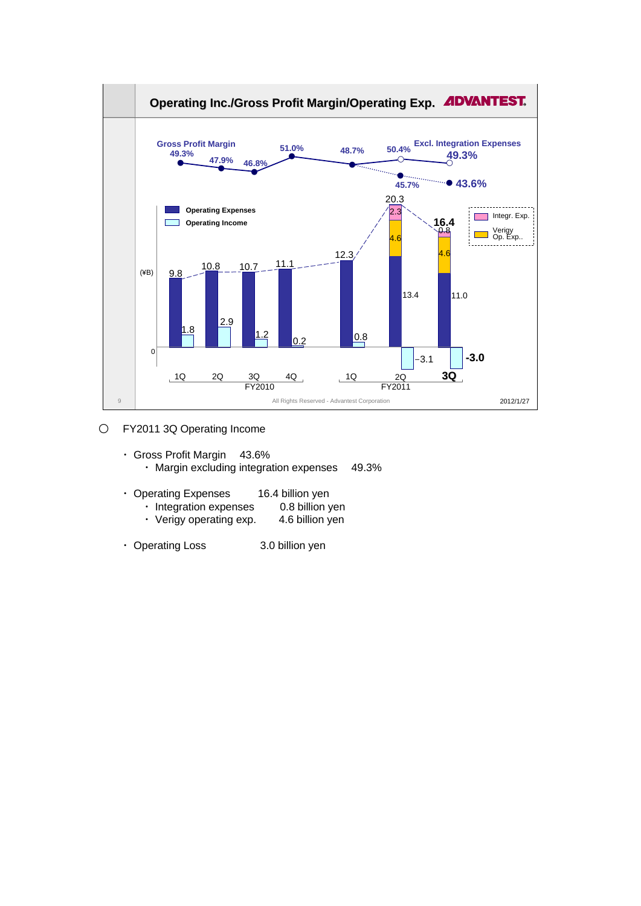## Operating Inc./Gross Profit Margin/Operating Exp.

ADVANTEST

| | FY2010 1Q | FY2010 2Q | FY2010 3Q | FY2010 4Q | FY2011 1Q | FY2011 2Q | FY2011 3Q |
|---|---|---|---|---|---|---|---|
| Gross Profit Margin | 49.3% | 47.9% | 46.8% | 51.0% | 48.7% | 45.7% | 43.6% |
| Gross Profit Margin (Excl. Integration Expenses) | | | | | | 50.4% | 49.3% |
| Operating Expenses (¥B) | 9.8 | 10.8 | 10.7 | 11.1 | 12.3 | 20.3 | 16.4 |
| of which Integr. Exp. | | | | | | 2.3 | 0.8 |
| of which Verigy Op. Exp. | | | | | | 4.6 | 4.6 |
| of which other | | | | | | 13.4 | 11.0 |
| Operating Income (¥B) | 1.8 | 2.9 | 1.2 | 0.2 | 0.8 | -3.1 | -3.0 |

All Rights Reserved - Advantest Corporation

2012/1/27

○ FY2011 3Q Operating Income

- Gross Profit Margin 43.6%
  - Margin excluding integration expenses 49.3%
- Operating Expenses 16.4 billion yen
  - Integration expenses 0.8 billion yen
  - Verigy operating exp. 4.6 billion yen
- Operating Loss 3.0 billion yen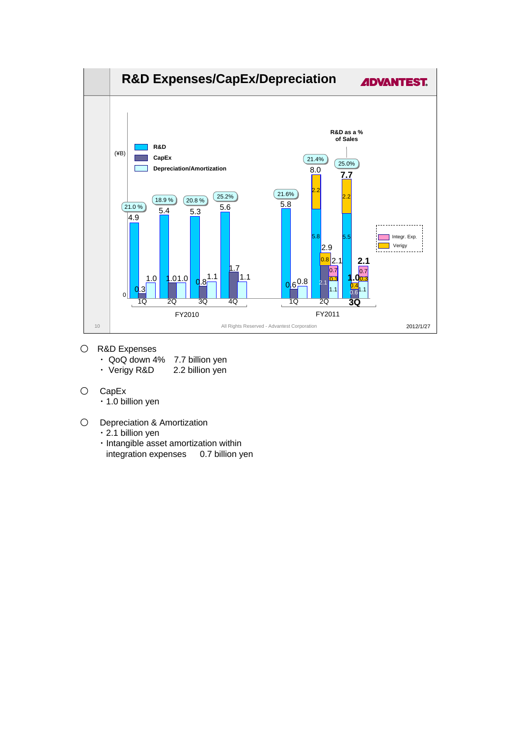## R&D Expenses/CapEx/Depreciation

(¥B)

- R&D
- CapEx
- Depreciation/Amortization

R&D as a % of Sales

| | FY2010 1Q | FY2010 2Q | FY2010 3Q | FY2010 4Q | FY2011 1Q | FY2011 2Q | FY2011 3Q |
|---|---|---|---|---|---|---|---|
| R&D | 4.9 | 5.4 | 5.3 | 5.6 | 5.8 | 8.0 (5.8 + Verigy 2.2) | 7.7 (5.5 + Verigy 2.2) |
| R&D as a % of Sales | 21.0 % | 18.9 % | 20.8 % | 25.2% | 21.6% | 21.4% | 25.0% |
| CapEx | 0.3 | 1.0 | 0.8 | 1.7 | 0.6 | 2.9 (2.1 + Verigy 0.8) | 1.0 (0.6 + Verigy 0.4) |
| Depreciation/Amortization | 1.0 | 1.0 | 1.1 | 1.1 | 0.8 | 2.1 (1.1 + Verigy 0.3 + Integr. Exp. 0.7) | 2.1 (1.1 + Verigy 0.3 + Integr. Exp. 0.7) |

- Integr. Exp.
- Verigy

○ R&D Expenses
- ・QoQ down 4%  7.7 billion yen
- ・Verigy R&D  2.2 billion yen

○ CapEx
- ・1.0 billion yen

○ Depreciation & Amortization
- ・2.1 billion yen
- ・Intangible asset amortization within integration expenses  0.7 billion yen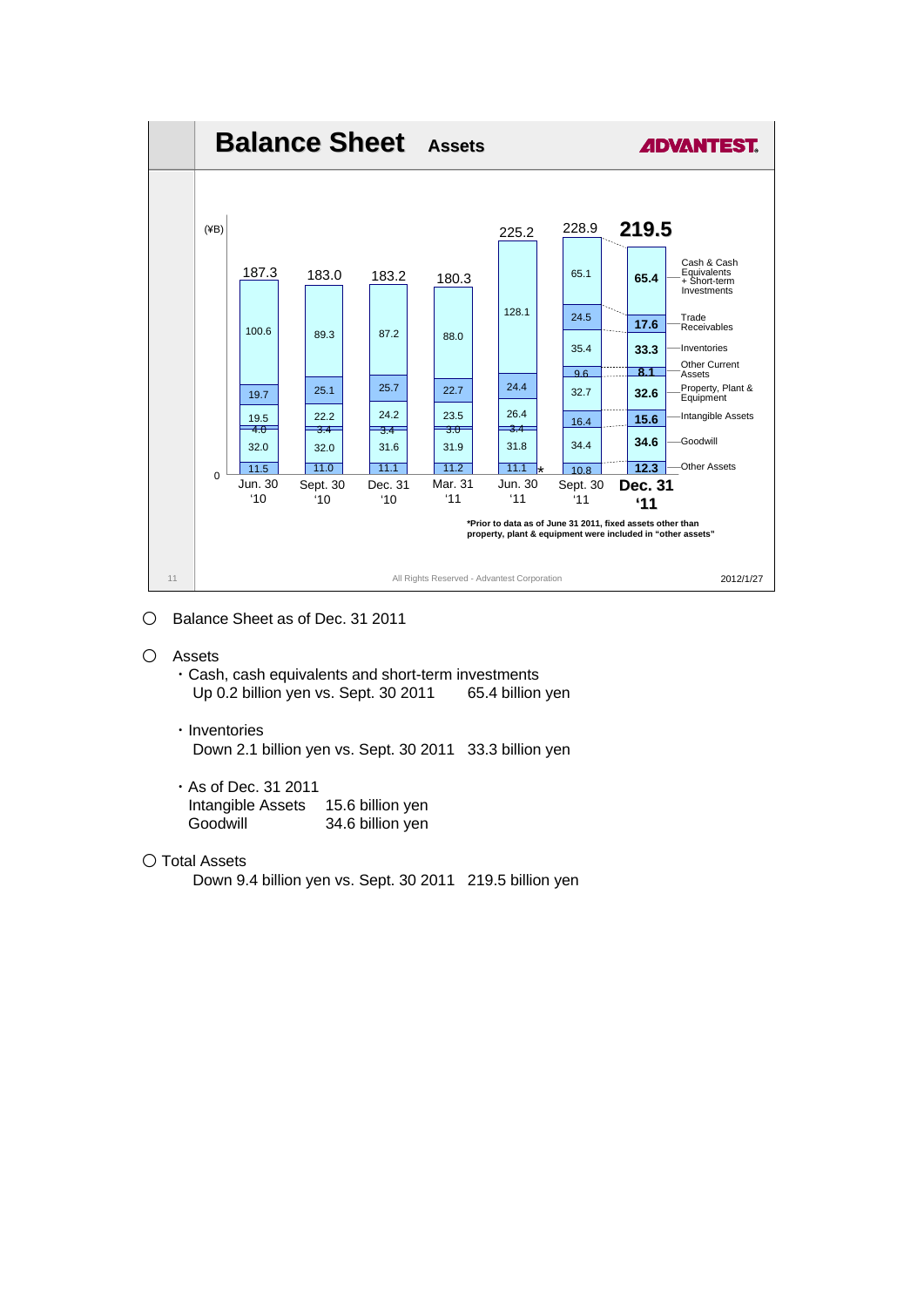# Balance Sheet Assets

(¥B)

| | Jun. 30 '10 | Sept. 30 '10 | Dec. 31 '10 | Mar. 31 '11 | Jun. 30 '11 | Sept. 30 '11 | Dec. 31 '11 |
|---|---|---|---|---|---|---|---|
| Total | 187.3 | 183.0 | 183.2 | 180.3 | 225.2 | 228.9 | 219.5 |
| Cash & Cash Equivalents + Short-term Investments | 100.6 | 89.3 | 87.2 | 88.0 | 128.1 | 65.1 | 65.4 |
| Trade Receivables | | | | | | 24.5 | 17.6 |
| Inventories | 19.7 | 25.1 | 25.7 | 22.7 | 24.4 | 35.4 | 33.3 |
| Other Current Assets | 19.5 | 22.2 | 24.2 | 23.5 | 26.4 | 9.6 | 8.1 |
| Property, Plant & Equipment | 4.0 | 3.4 | 3.4 | 3.0 | 3.4 | 32.7 | 32.6 |
| Intangible Assets | | | | | | 16.4 | 15.6 |
| Goodwill | 32.0 | 32.0 | 31.6 | 31.9 | 31.8 | 34.4 | 34.6 |
| Other Assets | 11.5 | 11.0 | 11.1 | 11.2 | 11.1* | 10.8 | 12.3 |

*Prior to data as of June 31 2011, fixed assets other than property, plant & equipment were included in "other assets"

All Rights Reserved - Advantest Corporation

2012/1/27

○ Balance Sheet as of Dec. 31 2011

○ Assets

・Cash, cash equivalents and short-term investments
Up 0.2 billion yen vs. Sept. 30 2011 65.4 billion yen

・Inventories
Down 2.1 billion yen vs. Sept. 30 2011 33.3 billion yen

・As of Dec. 31 2011
Intangible Assets 15.6 billion yen
Goodwill 34.6 billion yen

○ Total Assets
Down 9.4 billion yen vs. Sept. 30 2011 219.5 billion yen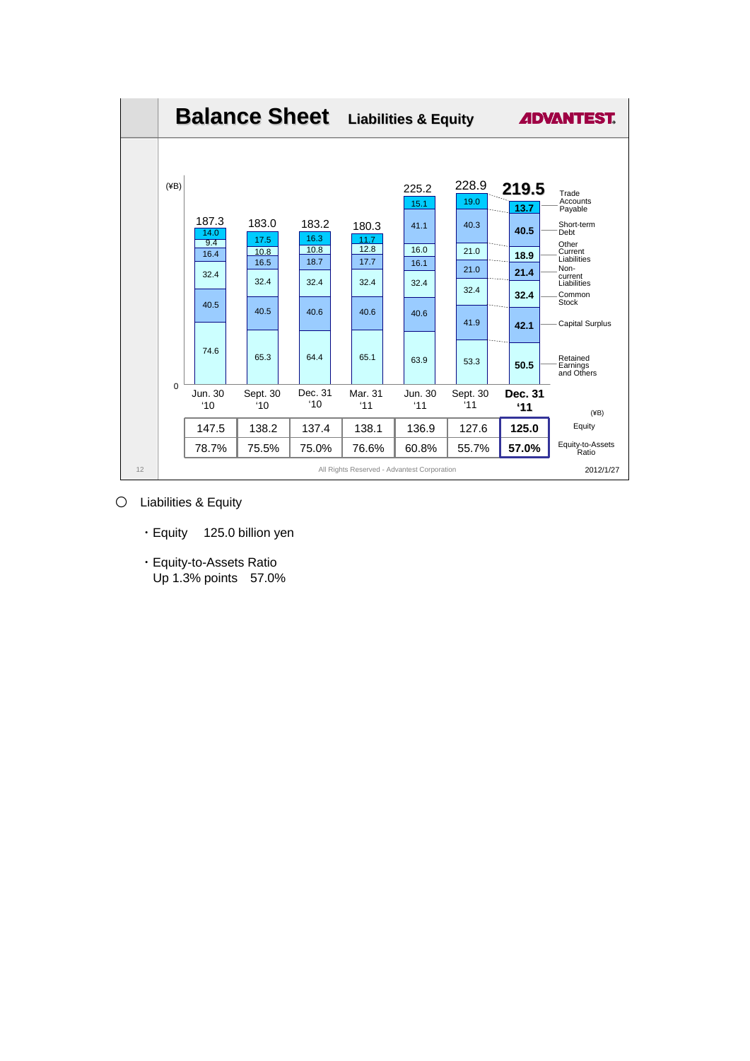# Balance Sheet　Liabilities & Equity

ADVANTEST.

(¥B)

| | Jun. 30 '10 | Sept. 30 '10 | Dec. 31 '10 | Mar. 31 '11 | Jun. 30 '11 | Sept. 30 '11 | Dec. 31 '11 |
|---|---|---|---|---|---|---|---|
| Total | 187.3 | 183.0 | 183.2 | 180.3 | 225.2 | 228.9 | 219.5 |
| Trade Accounts Payable | 14.0 | 17.5 | 16.3 | 11.7 | 15.1 | 19.0 | 13.7 |
| Short-term Debt | | | | | 41.1 | 40.3 | 40.5 |
| Other Current Liabilities | 9.4 | 10.8 | 10.8 | 12.8 | 16.0 | 21.0 | 18.9 |
| Non-current Liabilities | 16.4 | 16.5 | 18.7 | 17.7 | 16.1 | 21.0 | 21.4 |
| Common Stock | 32.4 | 32.4 | 32.4 | 32.4 | 32.4 | 32.4 | 32.4 |
| Capital Surplus | 40.5 | 40.5 | 40.6 | 40.6 | 40.6 | 41.9 | 42.1 |
| Retained Earnings and Others | 74.6 | 65.3 | 64.4 | 65.1 | 63.9 | 53.3 | 50.5 |

(¥B)

| | Jun. 30 '10 | Sept. 30 '10 | Dec. 31 '10 | Mar. 31 '11 | Jun. 30 '11 | Sept. 30 '11 | Dec. 31 '11 |
|---|---|---|---|---|---|---|---|
| Equity | 147.5 | 138.2 | 137.4 | 138.1 | 136.9 | 127.6 | 125.0 |
| Equity-to-Assets Ratio | 78.7% | 75.5% | 75.0% | 76.6% | 60.8% | 55.7% | 57.0% |

All Rights Reserved - Advantest Corporation

2012/1/27

○ Liabilities & Equity

- Equity　125.0 billion yen
- Equity-to-Assets Ratio
  Up 1.3% points　57.0%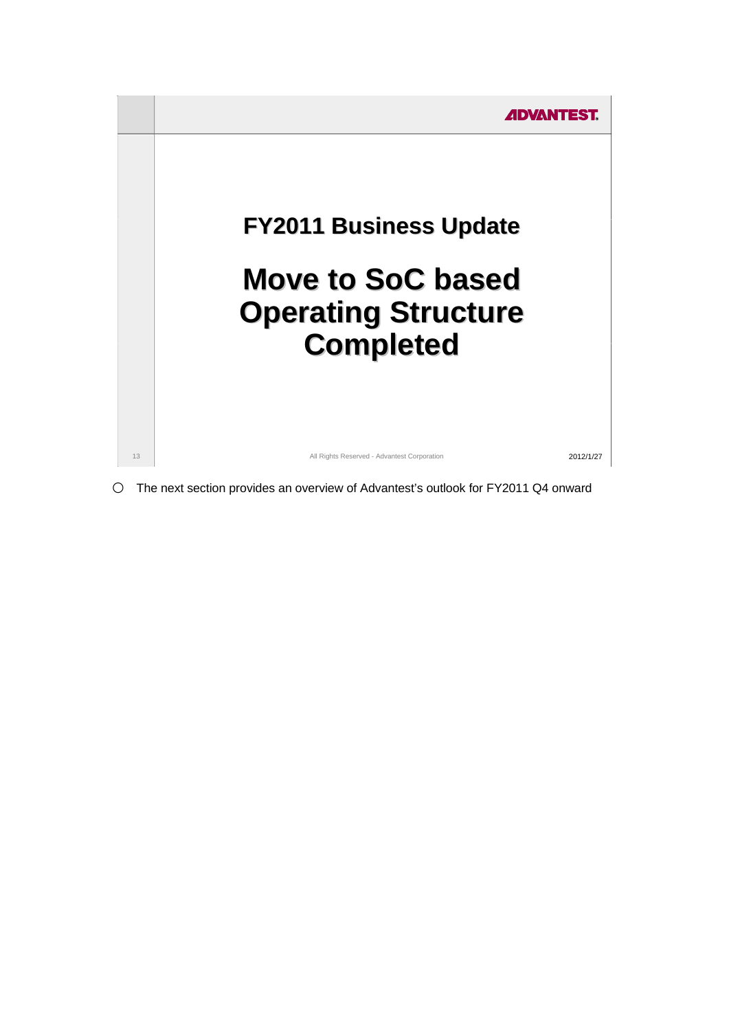## FY2011 Business Update

# Move to SoC based Operating Structure Completed

- The next section provides an overview of Advantest's outlook for FY2011 Q4 onward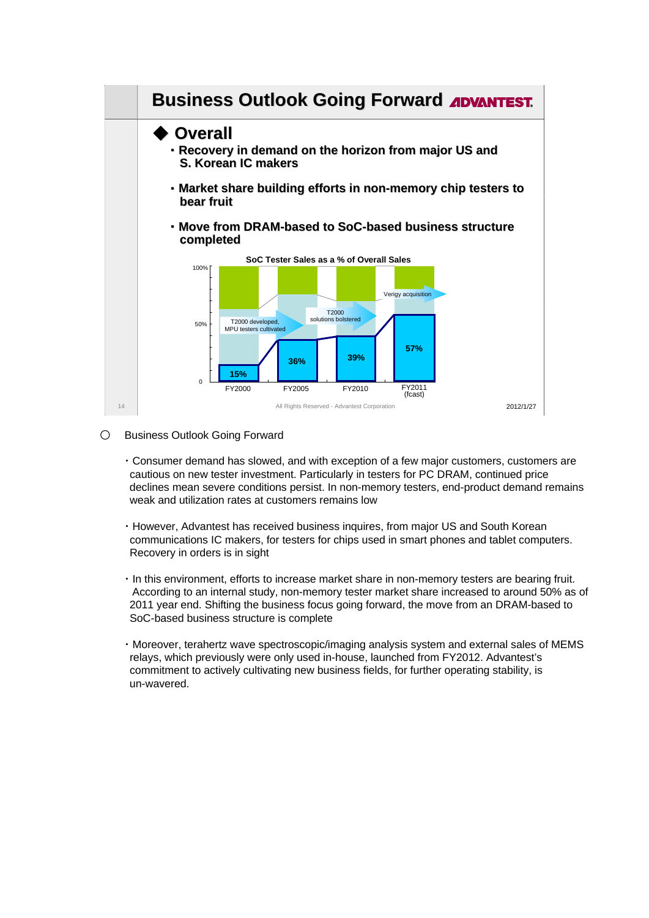# Business Outlook Going Forward

## ◆ Overall

- Recovery in demand on the horizon from major US and S. Korean IC makers
- Market share building efforts in non-memory chip testers to bear fruit
- Move from DRAM-based to SoC-based business structure completed

**SoC Tester Sales as a % of Overall Sales**

| | FY2000 | FY2005 | FY2010 | FY2011 (fcast) |
|---|---|---|---|---|
| SoC Tester Sales as a % of Overall Sales | 15% | 36% | 39% | 57% |

- T2000 developed, MPU testers cultivated
- T2000 solutions bolstered
- Verigy acquisition

○ Business Outlook Going Forward

・Consumer demand has slowed, and with exception of a few major customers, customers are cautious on new tester investment. Particularly in testers for PC DRAM, continued price declines mean severe conditions persist. In non-memory testers, end-product demand remains weak and utilization rates at customers remains low

・However, Advantest has received business inquires, from major US and South Korean communications IC makers, for testers for chips used in smart phones and tablet computers. Recovery in orders is in sight

・In this environment, efforts to increase market share in non-memory testers are bearing fruit. According to an internal study, non-memory tester market share increased to around 50% as of 2011 year end. Shifting the business focus going forward, the move from an DRAM-based to SoC-based business structure is complete

・Moreover, terahertz wave spectroscopic/imaging analysis system and external sales of MEMS relays, which previously were only used in-house, launched from FY2012. Advantest's commitment to actively cultivating new business fields, for further operating stability, is un-wavered.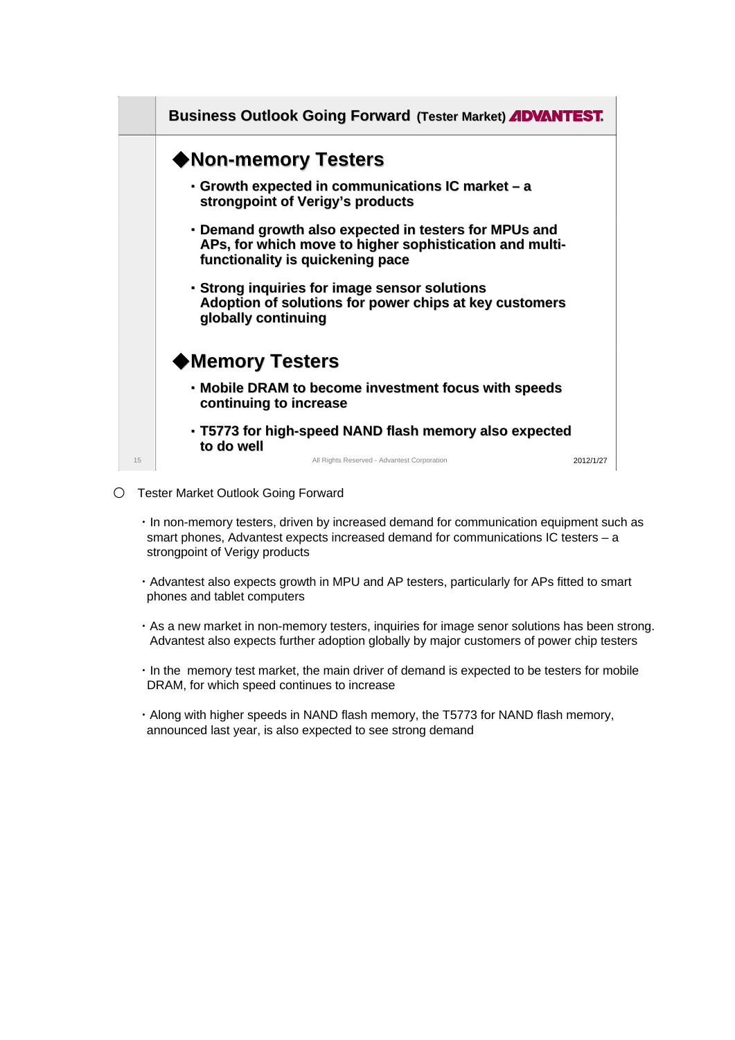## Business Outlook Going Forward (Tester Market) ADVANTEST

### ◆Non-memory Testers

- **Growth expected in communications IC market – a strongpoint of Verigy's products**
- **Demand growth also expected in testers for MPUs and APs, for which move to higher sophistication and multi-functionality is quickening pace**
- **Strong inquiries for image sensor solutions Adoption of solutions for power chips at key customers globally continuing**

### ◆Memory Testers

- **Mobile DRAM to become investment focus with speeds continuing to increase**
- **T5773 for high-speed NAND flash memory also expected to do well**

All Rights Reserved - Advantest Corporation

2012/1/27

○ Tester Market Outlook Going Forward

- In non-memory testers, driven by increased demand for communication equipment such as smart phones, Advantest expects increased demand for communications IC testers – a strongpoint of Verigy products
- Advantest also expects growth in MPU and AP testers, particularly for APs fitted to smart phones and tablet computers
- As a new market in non-memory testers, inquiries for image senor solutions has been strong. Advantest also expects further adoption globally by major customers of power chip testers
- In the memory test market, the main driver of demand is expected to be testers for mobile DRAM, for which speed continues to increase
- Along with higher speeds in NAND flash memory, the T5773 for NAND flash memory, announced last year, is also expected to see strong demand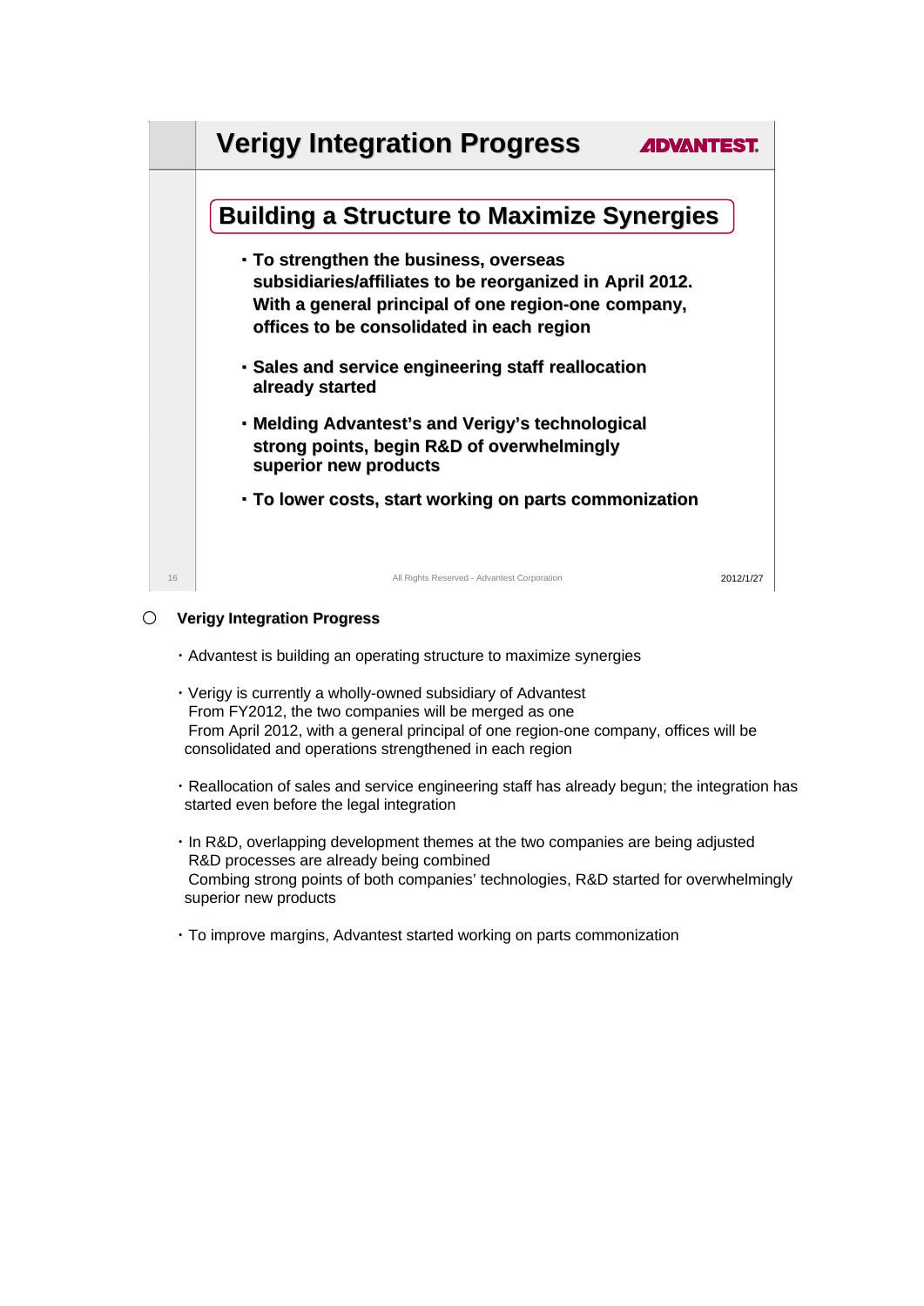## Verigy Integration Progress

### Building a Structure to Maximize Synergies

- To strengthen the business, overseas subsidiaries/affiliates to be reorganized in April 2012. With a general principal of one region-one company, offices to be consolidated in each region
- Sales and service engineering staff reallocation already started
- Melding Advantest's and Verigy's technological strong points, begin R&D of overwhelmingly superior new products
- To lower costs, start working on parts commonization

All Rights Reserved - Advantest Corporation

2012/1/27

○ **Verigy Integration Progress**

- Advantest is building an operating structure to maximize synergies
- Verigy is currently a wholly-owned subsidiary of Advantest
  From FY2012, the two companies will be merged as one
  From April 2012, with a general principal of one region-one company, offices will be consolidated and operations strengthened in each region
- Reallocation of sales and service engineering staff has already begun; the integration has started even before the legal integration
- In R&D, overlapping development themes at the two companies are being adjusted
  R&D processes are already being combined
  Combing strong points of both companies' technologies, R&D started for overwhelmingly superior new products
- To improve margins, Advantest started working on parts commonization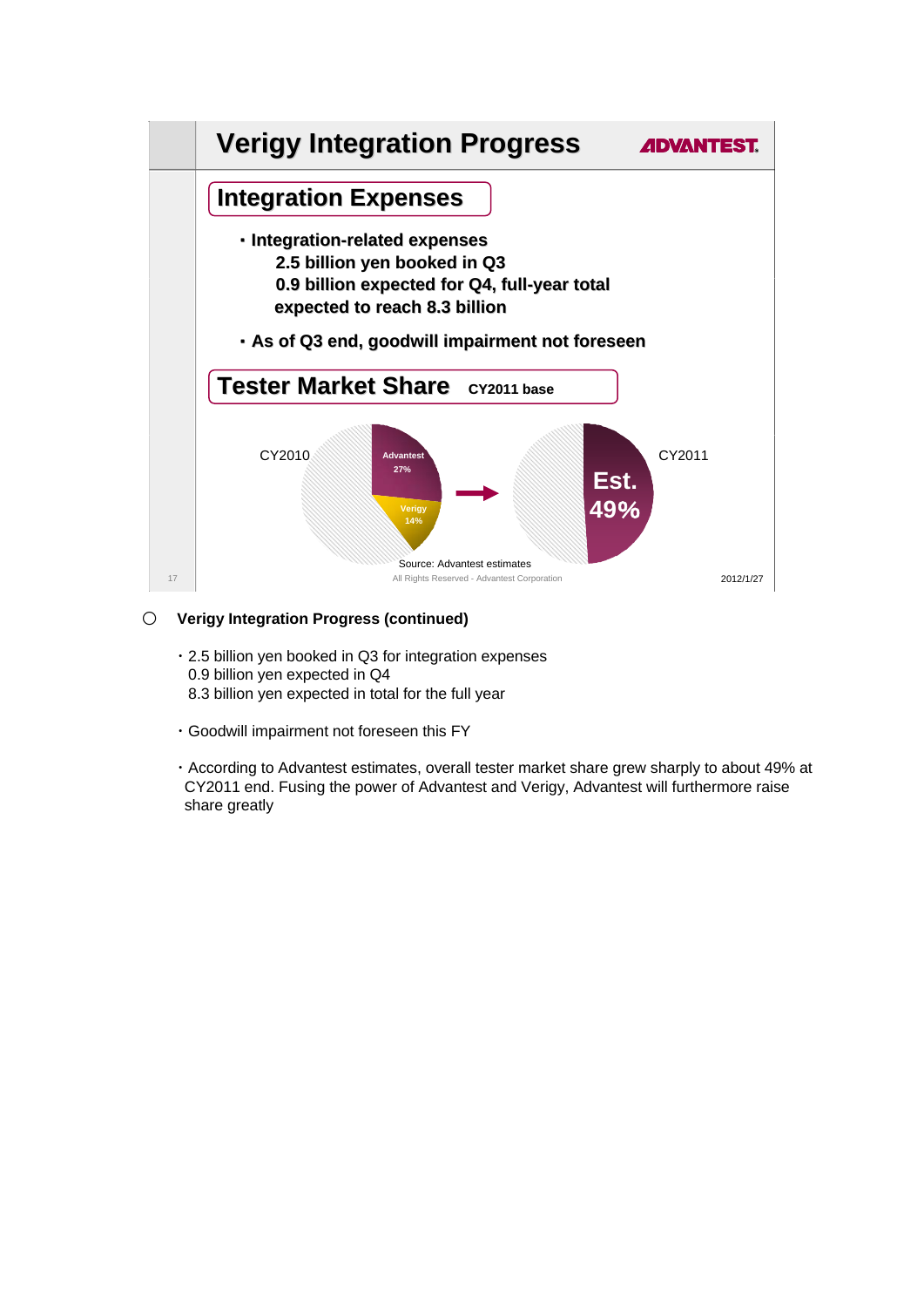# Verigy Integration Progress

## Integration Expenses

- Integration-related expenses
  2.5 billion yen booked in Q3
  0.9 billion expected for Q4, full-year total expected to reach 8.3 billion
- As of Q3 end, goodwill impairment not foreseen

## Tester Market Share CY2011 base

CY2010: Advantest 27%, Verigy 14%

CY2011: Est. 49%

Source: Advantest estimates

All Rights Reserved - Advantest Corporation

2012/1/27

○ **Verigy Integration Progress (continued)**

- 2.5 billion yen booked in Q3 for integration expenses
  0.9 billion yen expected in Q4
  8.3 billion yen expected in total for the full year
- Goodwill impairment not foreseen this FY
- According to Advantest estimates, overall tester market share grew sharply to about 49% at CY2011 end. Fusing the power of Advantest and Verigy, Advantest will furthermore raise share greatly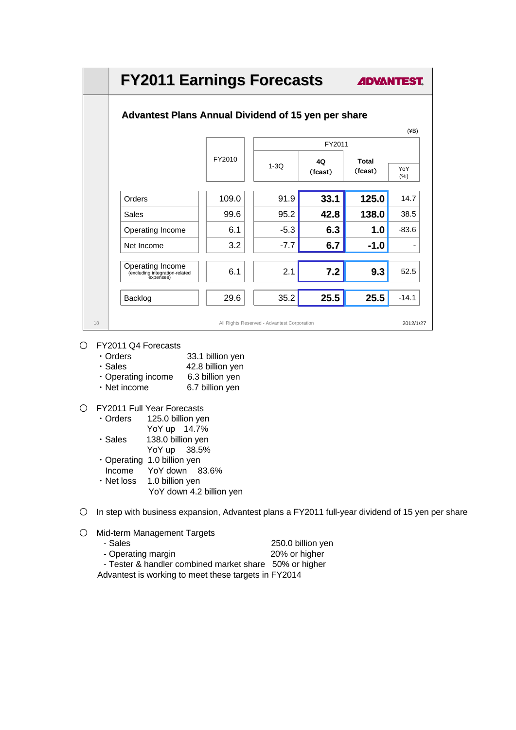# FY2011 Earnings Forecasts

ADVANTEST

## Advantest Plans Annual Dividend of 15 yen per share

(¥B)

| | FY2010 | FY2011 | | | |
|---|---|---|---|---|---|
| | | 1-3Q | 4Q (fcast) | Total (fcast) | YoY (%) |
| Orders | 109.0 | 91.9 | **33.1** | **125.0** | 14.7 |
| Sales | 99.6 | 95.2 | **42.8** | **138.0** | 38.5 |
| Operating Income | 6.1 | -5.3 | **6.3** | **1.0** | -83.6 |
| Net Income | 3.2 | -7.7 | **6.7** | **-1.0** | - |
| Operating Income (excluding integration-related expenses) | 6.1 | 2.1 | **7.2** | **9.3** | 52.5 |
| Backlog | 29.6 | 35.2 | **25.5** | **25.5** | -14.1 |

All Rights Reserved - Advantest Corporation

2012/1/27

○ FY2011 Q4 Forecasts

- Orders 33.1 billion yen
- Sales 42.8 billion yen
- Operating income 6.3 billion yen
- Net income 6.7 billion yen

○ FY2011 Full Year Forecasts

- Orders 125.0 billion yen, YoY up 14.7%
- Sales 138.0 billion yen, YoY up 38.5%
- Operating Income 1.0 billion yen, YoY down 83.6%
- Net loss 1.0 billion yen, YoY down 4.2 billion yen

○ In step with business expansion, Advantest plans a FY2011 full-year dividend of 15 yen per share

○ Mid-term Management Targets

- Sales 250.0 billion yen
- Operating margin 20% or higher
- Tester & handler combined market share 50% or higher

Advantest is working to meet these targets in FY2014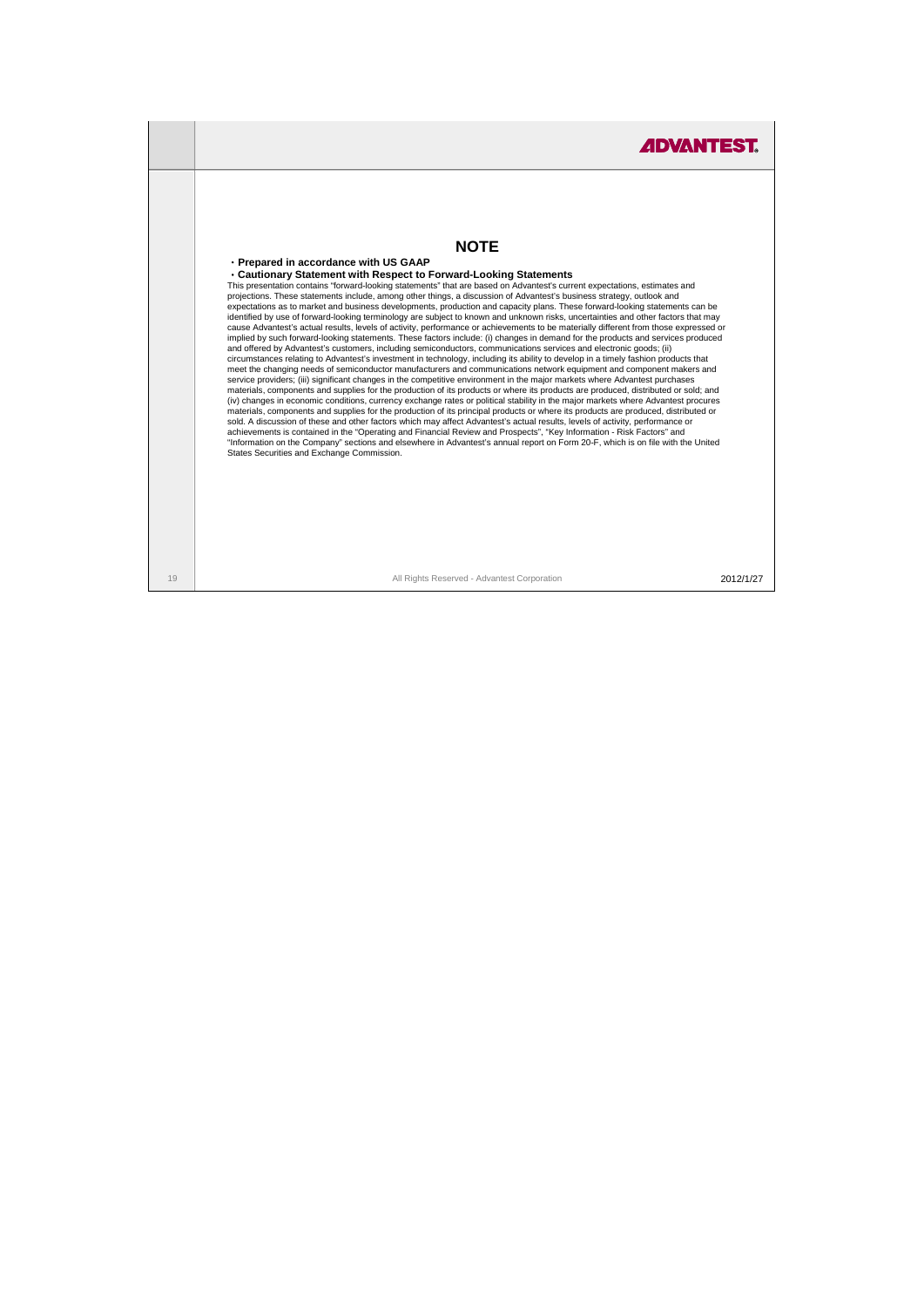# NOTE

- **Prepared in accordance with US GAAP**
- **Cautionary Statement with Respect to Forward-Looking Statements**

This presentation contains "forward-looking statements" that are based on Advantest's current expectations, estimates and projections. These statements include, among other things, a discussion of Advantest's business strategy, outlook and expectations as to market and business developments, production and capacity plans. These forward-looking statements can be identified by use of forward-looking terminology are subject to known and unknown risks, uncertainties and other factors that may cause Advantest's actual results, levels of activity, performance or achievements to be materially different from those expressed or implied by such forward-looking statements. These factors include: (i) changes in demand for the products and services produced and offered by Advantest's customers, including semiconductors, communications services and electronic goods; (ii) circumstances relating to Advantest's investment in technology, including its ability to develop in a timely fashion products that meet the changing needs of semiconductor manufacturers and communications network equipment and component makers and service providers; (iii) significant changes in the competitive environment in the major markets where Advantest purchases materials, components and supplies for the production of its products or where its products are produced, distributed or sold; and (iv) changes in economic conditions, currency exchange rates or political stability in the major markets where Advantest procures materials, components and supplies for the production of its principal products or where its products are produced, distributed or sold. A discussion of these and other factors which may affect Advantest's actual results, levels of activity, performance or achievements is contained in the "Operating and Financial Review and Prospects", "Key Information - Risk Factors" and "Information on the Company" sections and elsewhere in Advantest's annual report on Form 20-F, which is on file with the United States Securities and Exchange Commission.